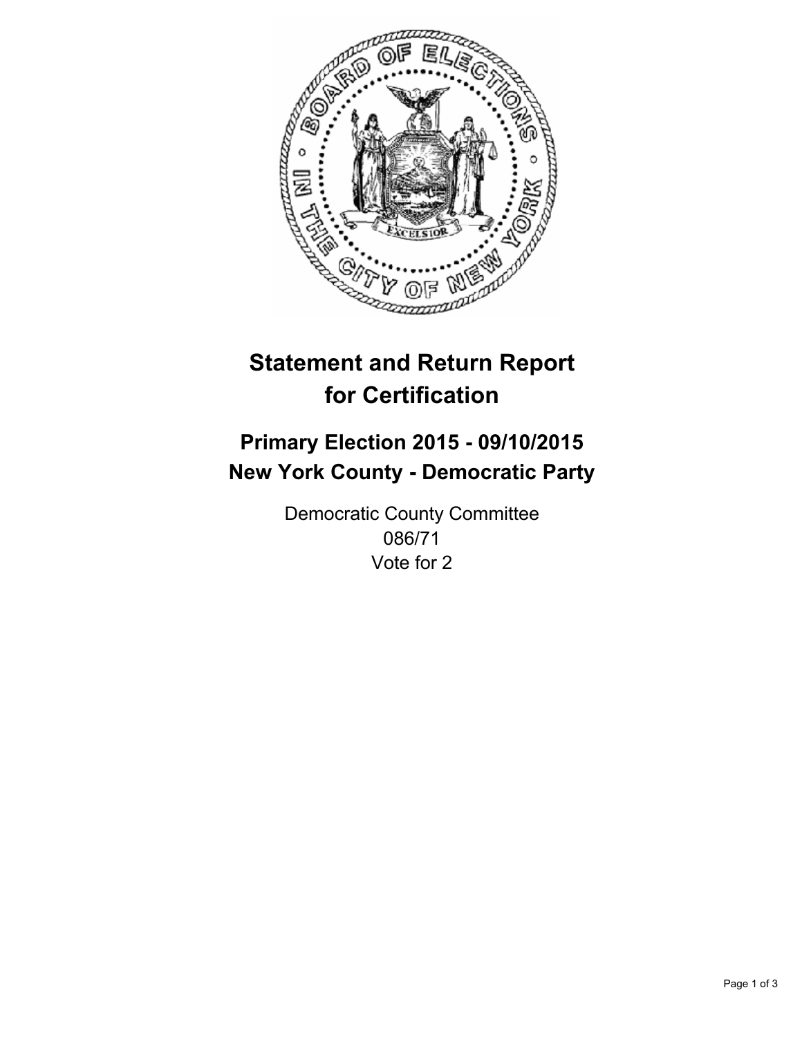# Statement and Return Report for Certification

## Primary Election 2015 - 09/10/2015
## New York County - Democratic Party

Democratic County Committee
086/71
Vote for 2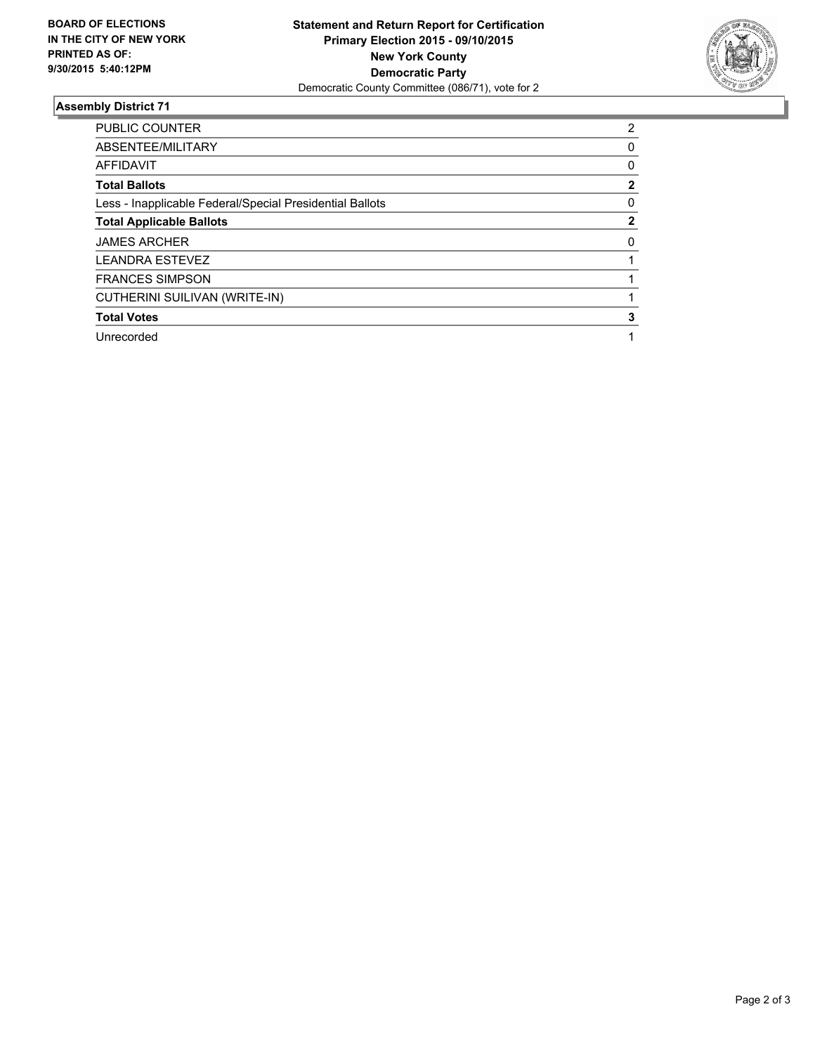**BOARD OF ELECTIONS IN THE CITY OF NEW YORK PRINTED AS OF: 9/30/2015 5:40:12PM**

**Statement and Return Report for Certification**
**Primary Election 2015 - 09/10/2015**
**New York County**
**Democratic Party**
Democratic County Committee (086/71), vote for 2

## Assembly District 71

| | |
|---|---|
| PUBLIC COUNTER | 2 |
| ABSENTEE/MILITARY | 0 |
| AFFIDAVIT | 0 |
| **Total Ballots** | **2** |
| Less - Inapplicable Federal/Special Presidential Ballots | 0 |
| **Total Applicable Ballots** | **2** |
| JAMES ARCHER | 0 |
| LEANDRA ESTEVEZ | 1 |
| FRANCES SIMPSON | 1 |
| CUTHERINI SUILIVAN (WRITE-IN) | 1 |
| **Total Votes** | **3** |
| Unrecorded | 1 |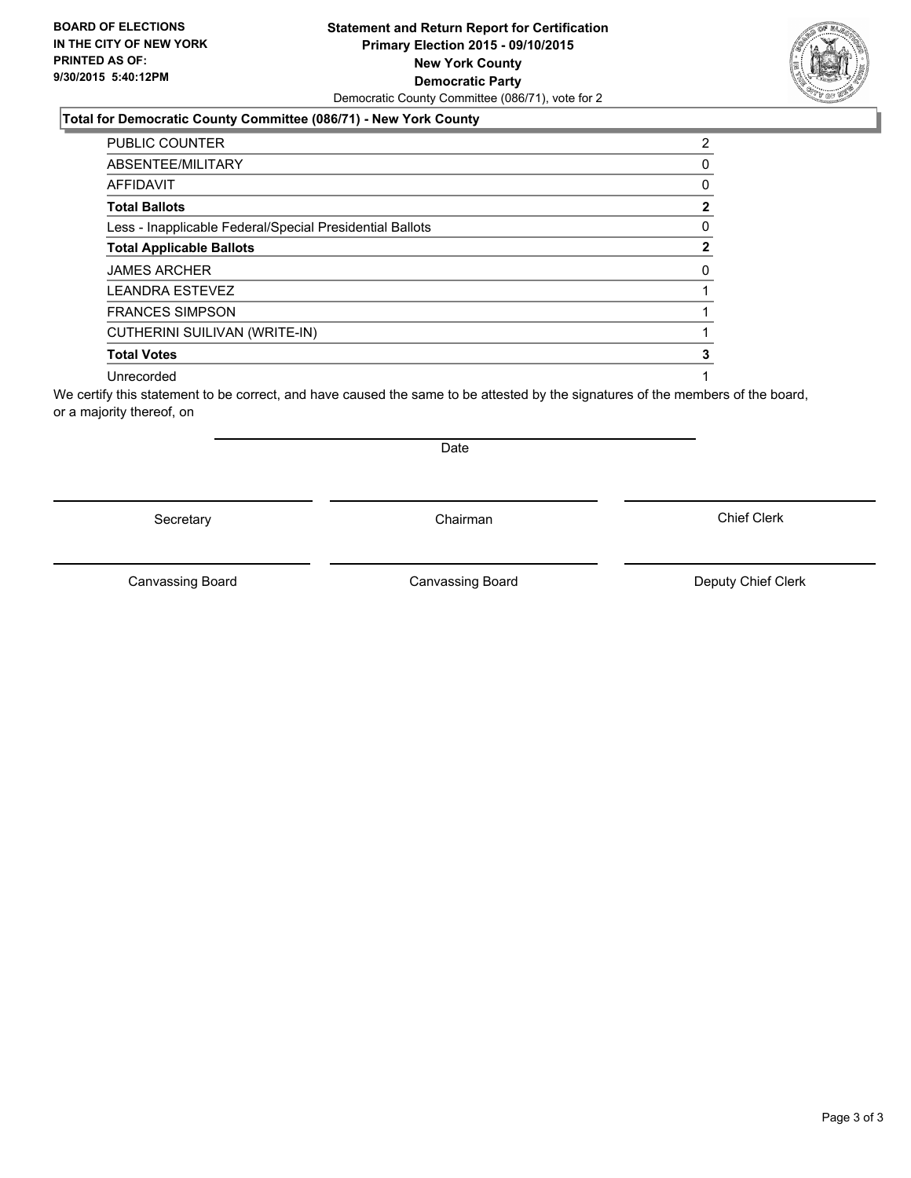**BOARD OF ELECTIONS IN THE CITY OF NEW YORK PRINTED AS OF: 9/30/2015 5:40:12PM**

**Statement and Return Report for Certification**
**Primary Election 2015 - 09/10/2015**
**New York County**
**Democratic Party**
Democratic County Committee (086/71), vote for 2

**Total for Democratic County Committee (086/71) - New York County**

| | |
|---|---|
| PUBLIC COUNTER | 2 |
| ABSENTEE/MILITARY | 0 |
| AFFIDAVIT | 0 |
| **Total Ballots** | **2** |
| Less - Inapplicable Federal/Special Presidential Ballots | 0 |
| **Total Applicable Ballots** | **2** |
| JAMES ARCHER | 0 |
| LEANDRA ESTEVEZ | 1 |
| FRANCES SIMPSON | 1 |
| CUTHERINI SUILIVAN (WRITE-IN) | 1 |
| **Total Votes** | **3** |
| Unrecorded | 1 |

We certify this statement to be correct, and have caused the same to be attested by the signatures of the members of the board, or a majority thereof, on

Date

Secretary | Chairman | Chief Clerk

Canvassing Board | Canvassing Board | Deputy Chief Clerk